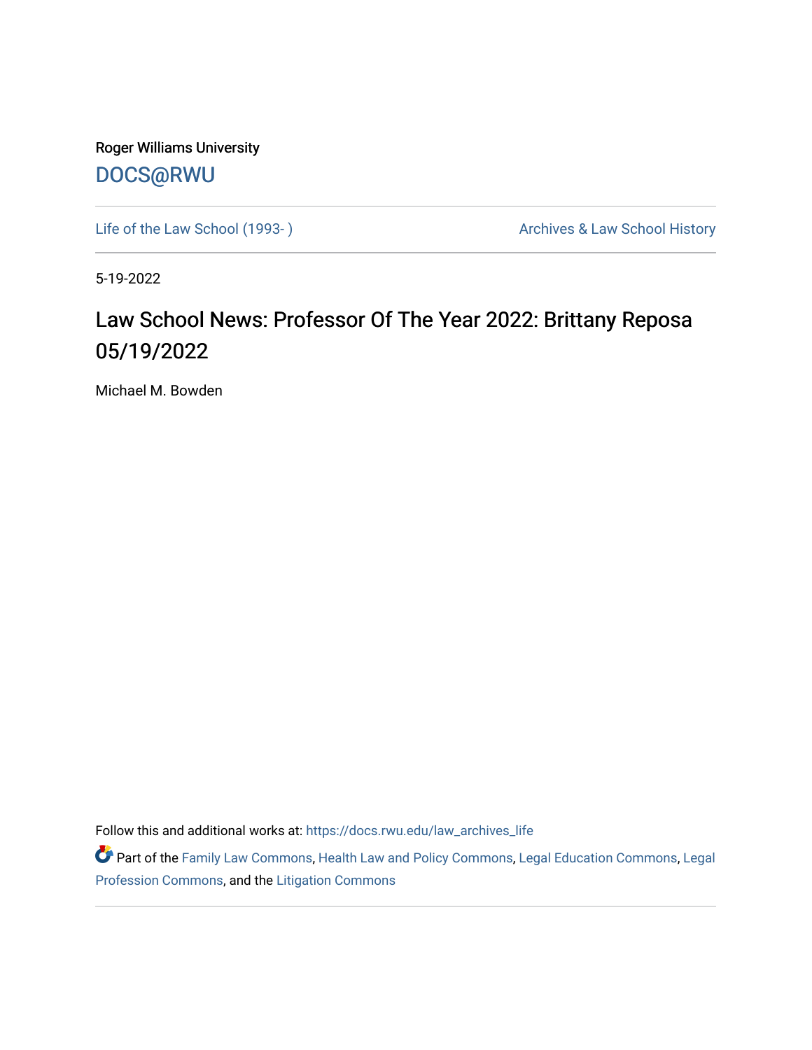Roger Williams University

DOCS@RWU

Life of the Law School (1993- )

Archives & Law School History

5-19-2022

# Law School News: Professor Of The Year 2022: Brittany Reposa 05/19/2022

Michael M. Bowden

Follow this and additional works at: https://docs.rwu.edu/law_archives_life

Part of the Family Law Commons, Health Law and Policy Commons, Legal Education Commons, Legal Profession Commons, and the Litigation Commons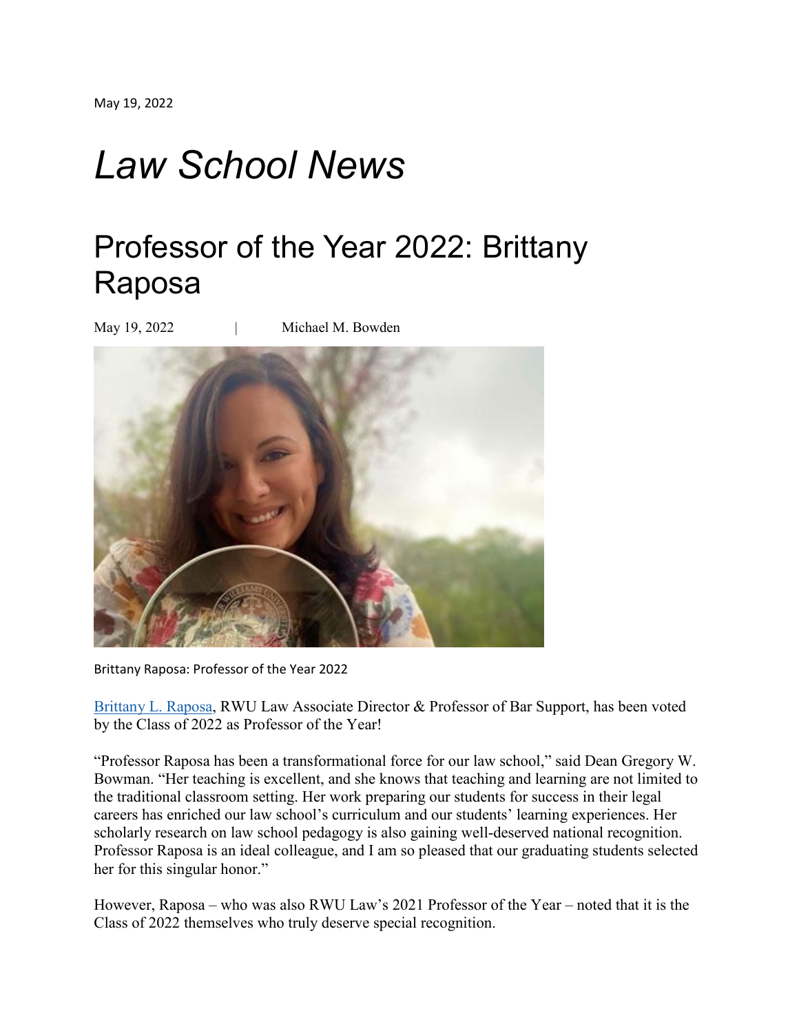May 19, 2022

# *Law School News*

## Professor of the Year 2022: Brittany Raposa

May 19, 2022 | Michael M. Bowden

Brittany Raposa: Professor of the Year 2022

Brittany L. Raposa, RWU Law Associate Director & Professor of Bar Support, has been voted by the Class of 2022 as Professor of the Year!

"Professor Raposa has been a transformational force for our law school," said Dean Gregory W. Bowman. "Her teaching is excellent, and she knows that teaching and learning are not limited to the traditional classroom setting. Her work preparing our students for success in their legal careers has enriched our law school's curriculum and our students' learning experiences. Her scholarly research on law school pedagogy is also gaining well-deserved national recognition. Professor Raposa is an ideal colleague, and I am so pleased that our graduating students selected her for this singular honor."

However, Raposa – who was also RWU Law's 2021 Professor of the Year – noted that it is the Class of 2022 themselves who truly deserve special recognition.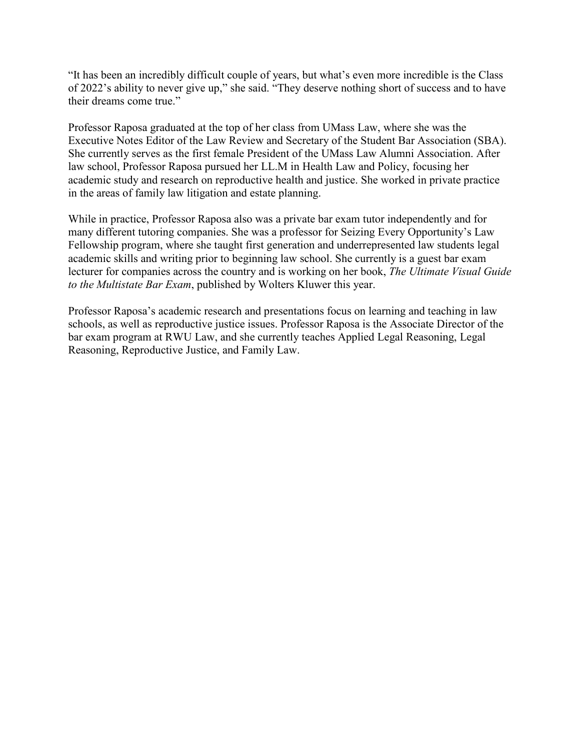"It has been an incredibly difficult couple of years, but what's even more incredible is the Class of 2022's ability to never give up," she said. "They deserve nothing short of success and to have their dreams come true."

Professor Raposa graduated at the top of her class from UMass Law, where she was the Executive Notes Editor of the Law Review and Secretary of the Student Bar Association (SBA). She currently serves as the first female President of the UMass Law Alumni Association. After law school, Professor Raposa pursued her LL.M in Health Law and Policy, focusing her academic study and research on reproductive health and justice. She worked in private practice in the areas of family law litigation and estate planning.

While in practice, Professor Raposa also was a private bar exam tutor independently and for many different tutoring companies. She was a professor for Seizing Every Opportunity's Law Fellowship program, where she taught first generation and underrepresented law students legal academic skills and writing prior to beginning law school. She currently is a guest bar exam lecturer for companies across the country and is working on her book, *The Ultimate Visual Guide to the Multistate Bar Exam*, published by Wolters Kluwer this year.

Professor Raposa's academic research and presentations focus on learning and teaching in law schools, as well as reproductive justice issues. Professor Raposa is the Associate Director of the bar exam program at RWU Law, and she currently teaches Applied Legal Reasoning, Legal Reasoning, Reproductive Justice, and Family Law.